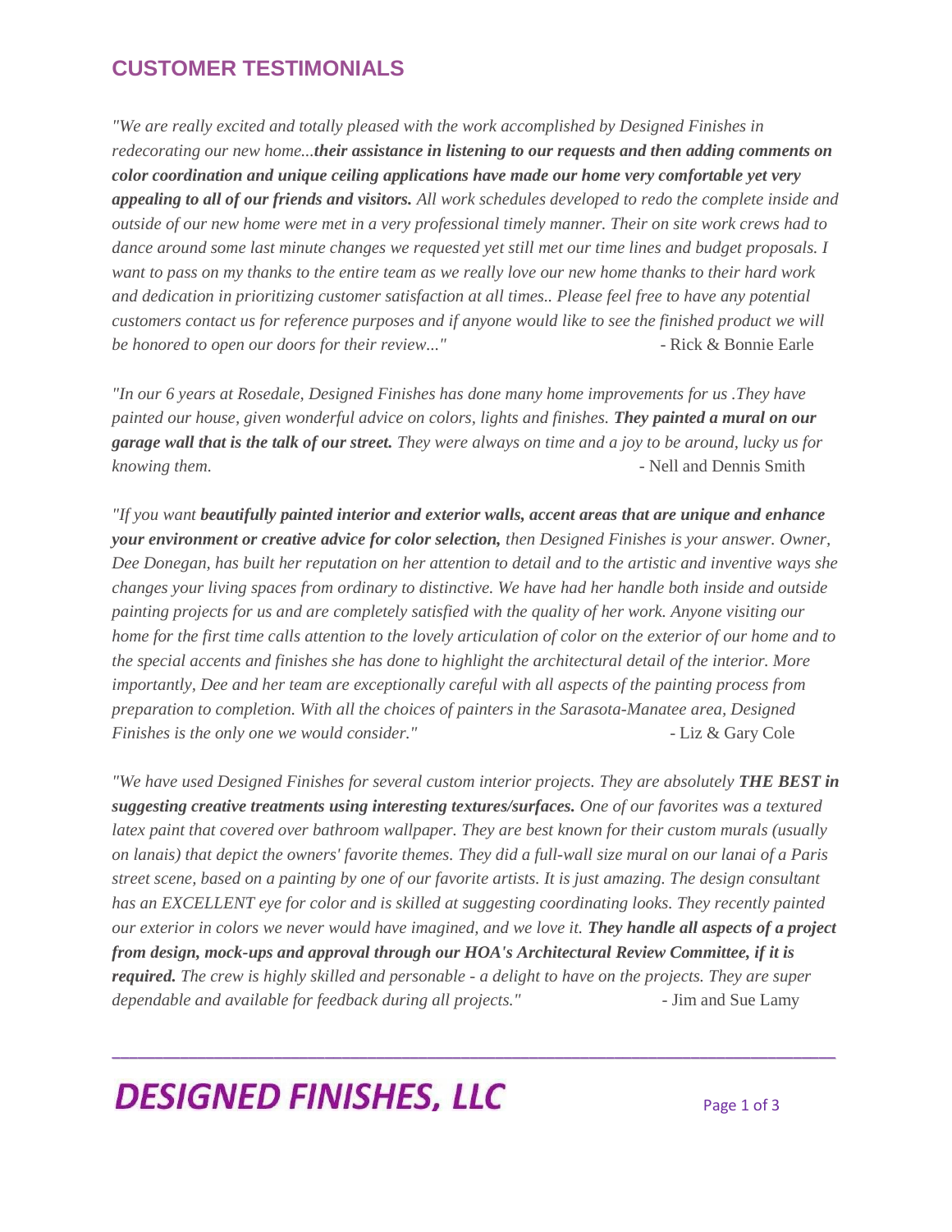## CUSTOMER TESTIMONIALS

*"We are really excited and totally pleased with the work accomplished by Designed Finishes in redecorating our new home...**their assistance in listening to our requests and then adding comments on color coordination and unique ceiling applications have made our home very comfortable yet very appealing to all of our friends and visitors.** All work schedules developed to redo the complete inside and outside of our new home were met in a very professional timely manner. Their on site work crews had to dance around some last minute changes we requested yet still met our time lines and budget proposals. I want to pass on my thanks to the entire team as we really love our new home thanks to their hard work and dedication in prioritizing customer satisfaction at all times.. Please feel free to have any potential customers contact us for reference purposes and if anyone would like to see the finished product we will be honored to open our doors for their review..."* - Rick & Bonnie Earle

*"In our 6 years at Rosedale, Designed Finishes has done many home improvements for us .They have painted our house, given wonderful advice on colors, lights and finishes. **They painted a mural on our garage wall that is the talk of our street.** They were always on time and a joy to be around, lucky us for knowing them.* - Nell and Dennis Smith

*"If you want **beautifully painted interior and exterior walls, accent areas that are unique and enhance your environment or creative advice for color selection,** then Designed Finishes is your answer. Owner, Dee Donegan, has built her reputation on her attention to detail and to the artistic and inventive ways she changes your living spaces from ordinary to distinctive. We have had her handle both inside and outside painting projects for us and are completely satisfied with the quality of her work. Anyone visiting our home for the first time calls attention to the lovely articulation of color on the exterior of our home and to the special accents and finishes she has done to highlight the architectural detail of the interior. More importantly, Dee and her team are exceptionally careful with all aspects of the painting process from preparation to completion. With all the choices of painters in the Sarasota-Manatee area, Designed Finishes is the only one we would consider."* - Liz & Gary Cole

*"We have used Designed Finishes for several custom interior projects. They are absolutely **THE BEST in suggesting creative treatments using interesting textures/surfaces.** One of our favorites was a textured latex paint that covered over bathroom wallpaper. They are best known for their custom murals (usually on lanais) that depict the owners' favorite themes. They did a full-wall size mural on our lanai of a Paris street scene, based on a painting by one of our favorite artists. It is just amazing. The design consultant has an EXCELLENT eye for color and is skilled at suggesting coordinating looks. They recently painted our exterior in colors we never would have imagined, and we love it. **They handle all aspects of a project from design, mock-ups and approval through our HOA's Architectural Review Committee, if it is required.** The crew is highly skilled and personable - a delight to have on the projects. They are super dependable and available for feedback during all projects."* - Jim and Sue Lamy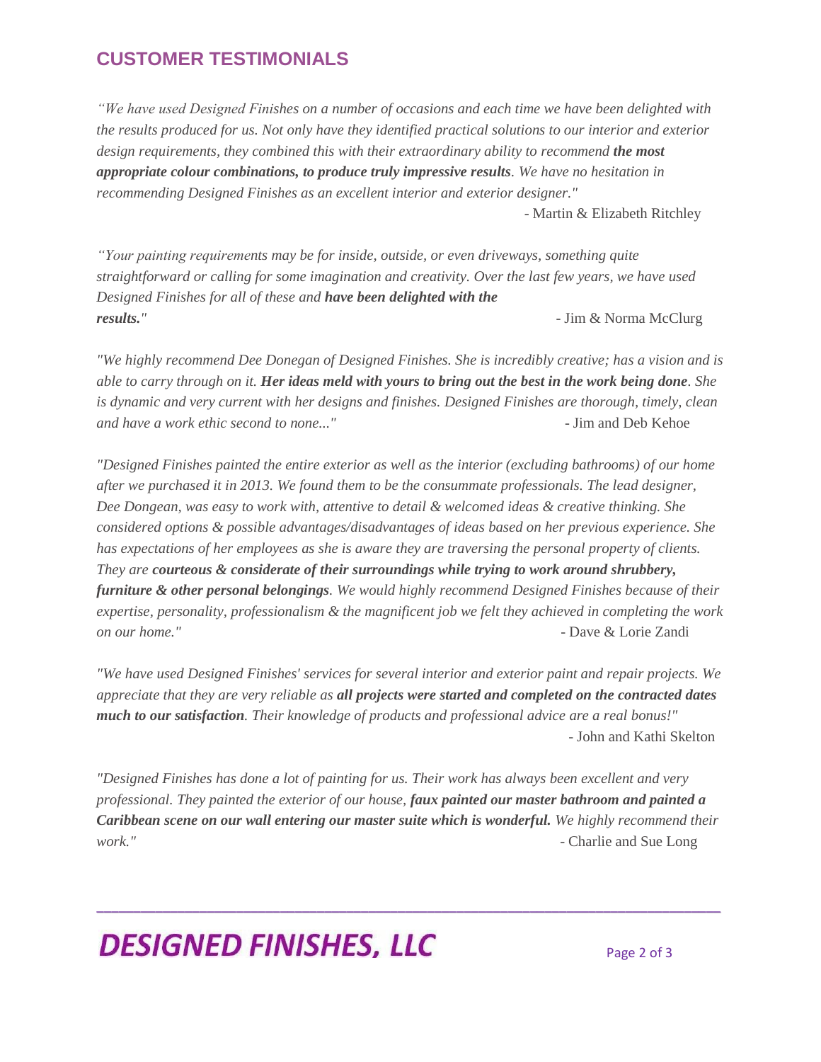## CUSTOMER TESTIMONIALS

*"We have used Designed Finishes on a number of occasions and each time we have been delighted with the results produced for us. Not only have they identified practical solutions to our interior and exterior design requirements, they combined this with their extraordinary ability to recommend **the most appropriate colour combinations, to produce truly impressive results**. We have no hesitation in recommending Designed Finishes as an excellent interior and exterior designer."*

- Martin & Elizabeth Ritchley

*"Your painting requirements may be for inside, outside, or even driveways, something quite straightforward or calling for some imagination and creativity. Over the last few years, we have used Designed Finishes for all of these and **have been delighted with the results.**"*

- Jim & Norma McClurg

*"We highly recommend Dee Donegan of Designed Finishes. She is incredibly creative; has a vision and is able to carry through on it. **Her ideas meld with yours to bring out the best in the work being done**. She is dynamic and very current with her designs and finishes. Designed Finishes are thorough, timely, clean and have a work ethic second to none..."*

- Jim and Deb Kehoe

*"Designed Finishes painted the entire exterior as well as the interior (excluding bathrooms) of our home after we purchased it in 2013. We found them to be the consummate professionals. The lead designer, Dee Dongean, was easy to work with, attentive to detail & welcomed ideas & creative thinking. She considered options & possible advantages/disadvantages of ideas based on her previous experience. She has expectations of her employees as she is aware they are traversing the personal property of clients. They are **courteous & considerate of their surroundings while trying to work around shrubbery, furniture & other personal belongings**. We would highly recommend Designed Finishes because of their expertise, personality, professionalism & the magnificent job we felt they achieved in completing the work on our home."*

- Dave & Lorie Zandi

*"We have used Designed Finishes' services for several interior and exterior paint and repair projects. We appreciate that they are very reliable as **all projects were started and completed on the contracted dates much to our satisfaction**. Their knowledge of products and professional advice are a real bonus!"*

- John and Kathi Skelton

*"Designed Finishes has done a lot of painting for us. Their work has always been excellent and very professional. They painted the exterior of our house, **faux painted our master bathroom and painted a Caribbean scene on our wall entering our master suite which is wonderful.** We highly recommend their work."*

- Charlie and Sue Long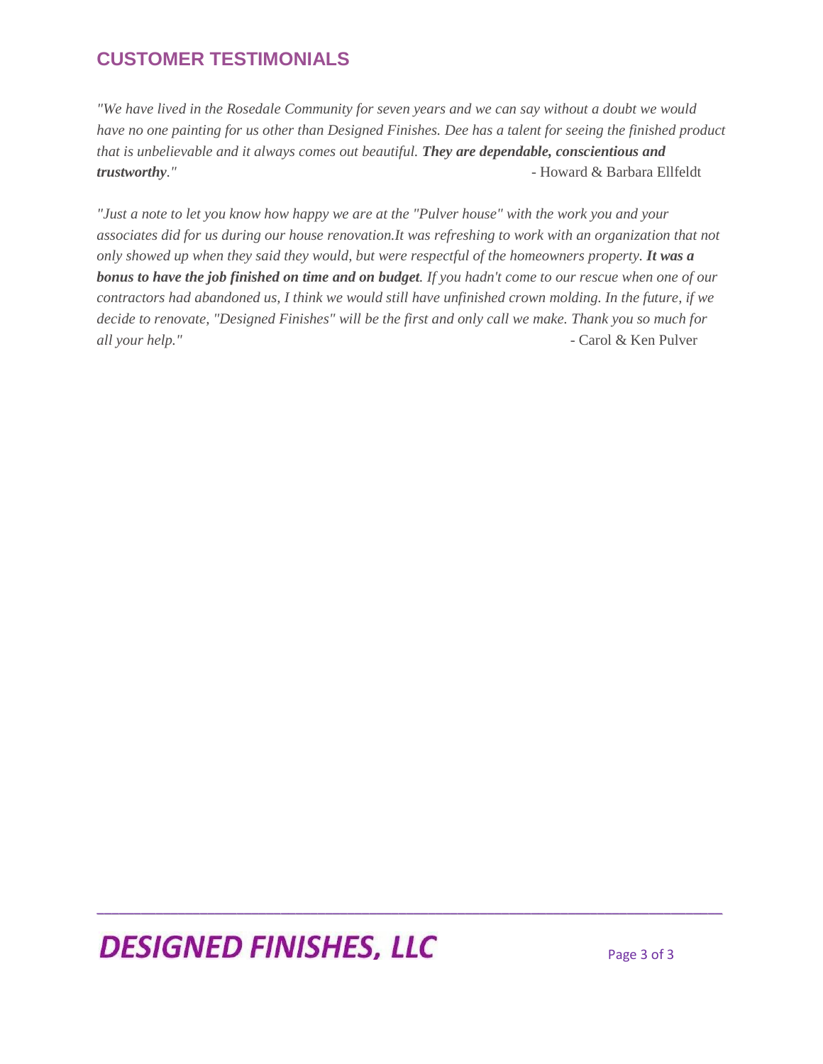## CUSTOMER TESTIMONIALS

*"We have lived in the Rosedale Community for seven years and we can say without a doubt we would have no one painting for us other than Designed Finishes. Dee has a talent for seeing the finished product that is unbelievable and it always comes out beautiful.* ***They are dependable, conscientious and trustworthy****."*

- Howard & Barbara Ellfeldt

*"Just a note to let you know how happy we are at the "Pulver house" with the work you and your associates did for us during our house renovation.It was refreshing to work with an organization that not only showed up when they said they would, but were respectful of the homeowners property.* ***It was a bonus to have the job finished on time and on budget****. If you hadn't come to our rescue when one of our contractors had abandoned us, I think we would still have unfinished crown molding. In the future, if we decide to renovate, "Designed Finishes" will be the first and only call we make. Thank you so much for all your help."*

- Carol & Ken Pulver